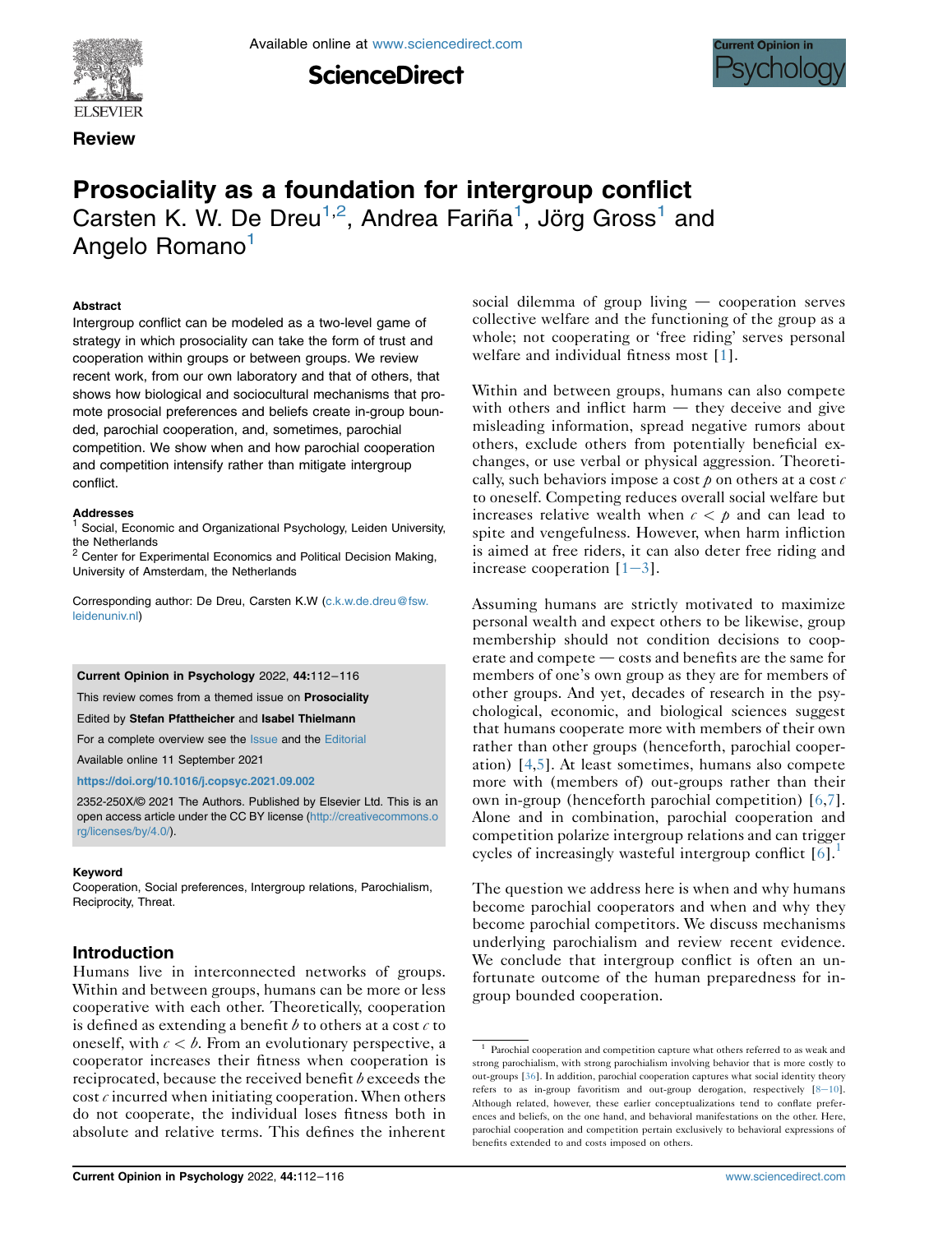Review

# Prosociality as a foundation for intergroup conflict

Carsten K. W. De Dreu[1,2], Andrea Fariña[1], Jörg Gross[1] and Angelo Romano[1]

### Abstract

Intergroup conflict can be modeled as a two-level game of strategy in which prosociality can take the form of trust and cooperation within groups or between groups. We review recent work, from our own laboratory and that of others, that shows how biological and sociocultural mechanisms that promote prosocial preferences and beliefs create in-group bounded, parochial cooperation, and, sometimes, parochial competition. We show when and how parochial cooperation and competition intensify rather than mitigate intergroup conflict.

### Addresses

[1] Social, Economic and Organizational Psychology, Leiden University, the Netherlands

[2] Center for Experimental Economics and Political Decision Making, University of Amsterdam, the Netherlands

Corresponding author: De Dreu, Carsten K.W (c.k.w.de.dreu@fsw.leidenuniv.nl)

**Current Opinion in Psychology** 2022, **44**:112–116

This review comes from a themed issue on **Prosociality**

Edited by **Stefan Pfattheicher** and **Isabel Thielmann**

For a complete overview see the Issue and the Editorial

Available online 11 September 2021

**https://doi.org/10.1016/j.copsyc.2021.09.002**

2352-250X/© 2021 The Authors. Published by Elsevier Ltd. This is an open access article under the CC BY license (http://creativecommons.org/licenses/by/4.0/).

### Keyword

Cooperation, Social preferences, Intergroup relations, Parochialism, Reciprocity, Threat.

## Introduction

Humans live in interconnected networks of groups. Within and between groups, humans can be more or less cooperative with each other. Theoretically, cooperation is defined as extending a benefit $b$ to others at a cost $c$ to oneself, with $c < b$. From an evolutionary perspective, a cooperator increases their fitness when cooperation is reciprocated, because the received benefit $b$ exceeds the cost $c$ incurred when initiating cooperation. When others do not cooperate, the individual loses fitness both in absolute and relative terms. This defines the inherent social dilemma of group living — cooperation serves collective welfare and the functioning of the group as a whole; not cooperating or 'free riding' serves personal welfare and individual fitness most [1].

Within and between groups, humans can also compete with others and inflict harm — they deceive and give misleading information, spread negative rumors about others, exclude others from potentially beneficial exchanges, or use verbal or physical aggression. Theoretically, such behaviors impose a cost $p$ on others at a cost $c$ to oneself. Competing reduces overall social welfare but increases relative wealth when $c < p$ and can lead to spite and vengefulness. However, when harm infliction is aimed at free riders, it can also deter free riding and increase cooperation [1–3].

Assuming humans are strictly motivated to maximize personal wealth and expect others to be likewise, group membership should not condition decisions to cooperate and compete — costs and benefits are the same for members of one's own group as they are for members of other groups. And yet, decades of research in the psychological, economic, and biological sciences suggest that humans cooperate more with members of their own rather than other groups (henceforth, parochial cooperation) [4,5]. At least sometimes, humans also compete more with (members of) out-groups rather than their own in-group (henceforth parochial competition) [6,7]. Alone and in combination, parochial cooperation and competition polarize intergroup relations and can trigger cycles of increasingly wasteful intergroup conflict [6].[1]

The question we address here is when and why humans become parochial cooperators and when and why they become parochial competitors. We discuss mechanisms underlying parochialism and review recent evidence. We conclude that intergroup conflict is often an unfortunate outcome of the human preparedness for in-group bounded cooperation.

[1] Parochial cooperation and competition capture what others referred to as weak and strong parochialism, with strong parochialism involving behavior that is more costly to out-groups [36]. In addition, parochial cooperation captures what social identity theory refers to as in-group favoritism and out-group derogation, respectively [8–10]. Although related, however, these earlier conceptualizations tend to conflate preferences and beliefs, on the one hand, and behavioral manifestations on the other. Here, parochial cooperation and competition pertain exclusively to behavioral expressions of benefits extended to and costs imposed on others.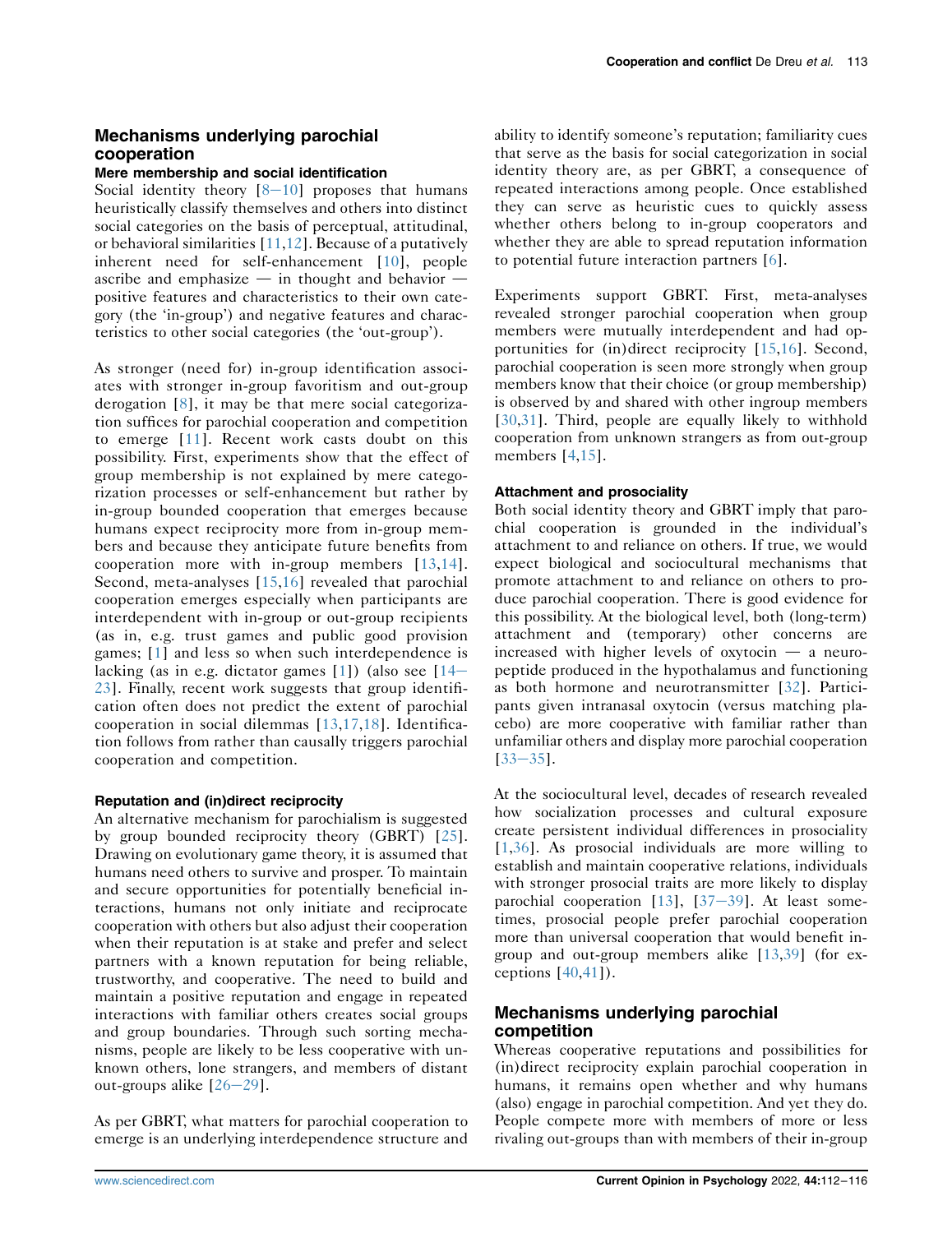## Mechanisms underlying parochial cooperation

### Mere membership and social identification

Social identity theory [8–10] proposes that humans heuristically classify themselves and others into distinct social categories on the basis of perceptual, attitudinal, or behavioral similarities [11,12]. Because of a putatively inherent need for self-enhancement [10], people ascribe and emphasize — in thought and behavior — positive features and characteristics to their own category (the 'in-group') and negative features and characteristics to other social categories (the 'out-group').

As stronger (need for) in-group identification associates with stronger in-group favoritism and out-group derogation [8], it may be that mere social categorization suffices for parochial cooperation and competition to emerge [11]. Recent work casts doubt on this possibility. First, experiments show that the effect of group membership is not explained by mere categorization processes or self-enhancement but rather by in-group bounded cooperation that emerges because humans expect reciprocity more from in-group members and because they anticipate future benefits from cooperation more with in-group members [13,14]. Second, meta-analyses [15,16] revealed that parochial cooperation emerges especially when participants are interdependent with in-group or out-group recipients (as in, e.g. trust games and public good provision games; [1] and less so when such interdependence is lacking (as in e.g. dictator games [1]) (also see [14–23]. Finally, recent work suggests that group identification often does not predict the extent of parochial cooperation in social dilemmas [13,17,18]. Identification follows from rather than causally triggers parochial cooperation and competition.

### Reputation and (in)direct reciprocity

An alternative mechanism for parochialism is suggested by group bounded reciprocity theory (GBRT) [25]. Drawing on evolutionary game theory, it is assumed that humans need others to survive and prosper. To maintain and secure opportunities for potentially beneficial interactions, humans not only initiate and reciprocate cooperation with others but also adjust their cooperation when their reputation is at stake and prefer and select partners with a known reputation for being reliable, trustworthy, and cooperative. The need to build and maintain a positive reputation and engage in repeated interactions with familiar others creates social groups and group boundaries. Through such sorting mechanisms, people are likely to be less cooperative with unknown others, lone strangers, and members of distant out-groups alike [26–29].

As per GBRT, what matters for parochial cooperation to emerge is an underlying interdependence structure and ability to identify someone's reputation; familiarity cues that serve as the basis for social categorization in social identity theory are, as per GBRT, a consequence of repeated interactions among people. Once established they can serve as heuristic cues to quickly assess whether others belong to in-group cooperators and whether they are able to spread reputation information to potential future interaction partners [6].

Experiments support GBRT. First, meta-analyses revealed stronger parochial cooperation when group members were mutually interdependent and had opportunities for (in)direct reciprocity [15,16]. Second, parochial cooperation is seen more strongly when group members know that their choice (or group membership) is observed by and shared with other ingroup members [30,31]. Third, people are equally likely to withhold cooperation from unknown strangers as from out-group members [4,15].

### Attachment and prosociality

Both social identity theory and GBRT imply that parochial cooperation is grounded in the individual's attachment to and reliance on others. If true, we would expect biological and sociocultural mechanisms that promote attachment to and reliance on others to produce parochial cooperation. There is good evidence for this possibility. At the biological level, both (long-term) attachment and (temporary) other concerns are increased with higher levels of oxytocin — a neuropeptide produced in the hypothalamus and functioning as both hormone and neurotransmitter [32]. Participants given intranasal oxytocin (versus matching placebo) are more cooperative with familiar rather than unfamiliar others and display more parochial cooperation [33–35].

At the sociocultural level, decades of research revealed how socialization processes and cultural exposure create persistent individual differences in prosociality [1,36]. As prosocial individuals are more willing to establish and maintain cooperative relations, individuals with stronger prosocial traits are more likely to display parochial cooperation [13], [37–39]. At least sometimes, prosocial people prefer parochial cooperation more than universal cooperation that would benefit in-group and out-group members alike [13,39] (for exceptions [40,41]).

## Mechanisms underlying parochial competition

Whereas cooperative reputations and possibilities for (in)direct reciprocity explain parochial cooperation in humans, it remains open whether and why humans (also) engage in parochial competition. And yet they do. People compete more with members of more or less rivaling out-groups than with members of their in-group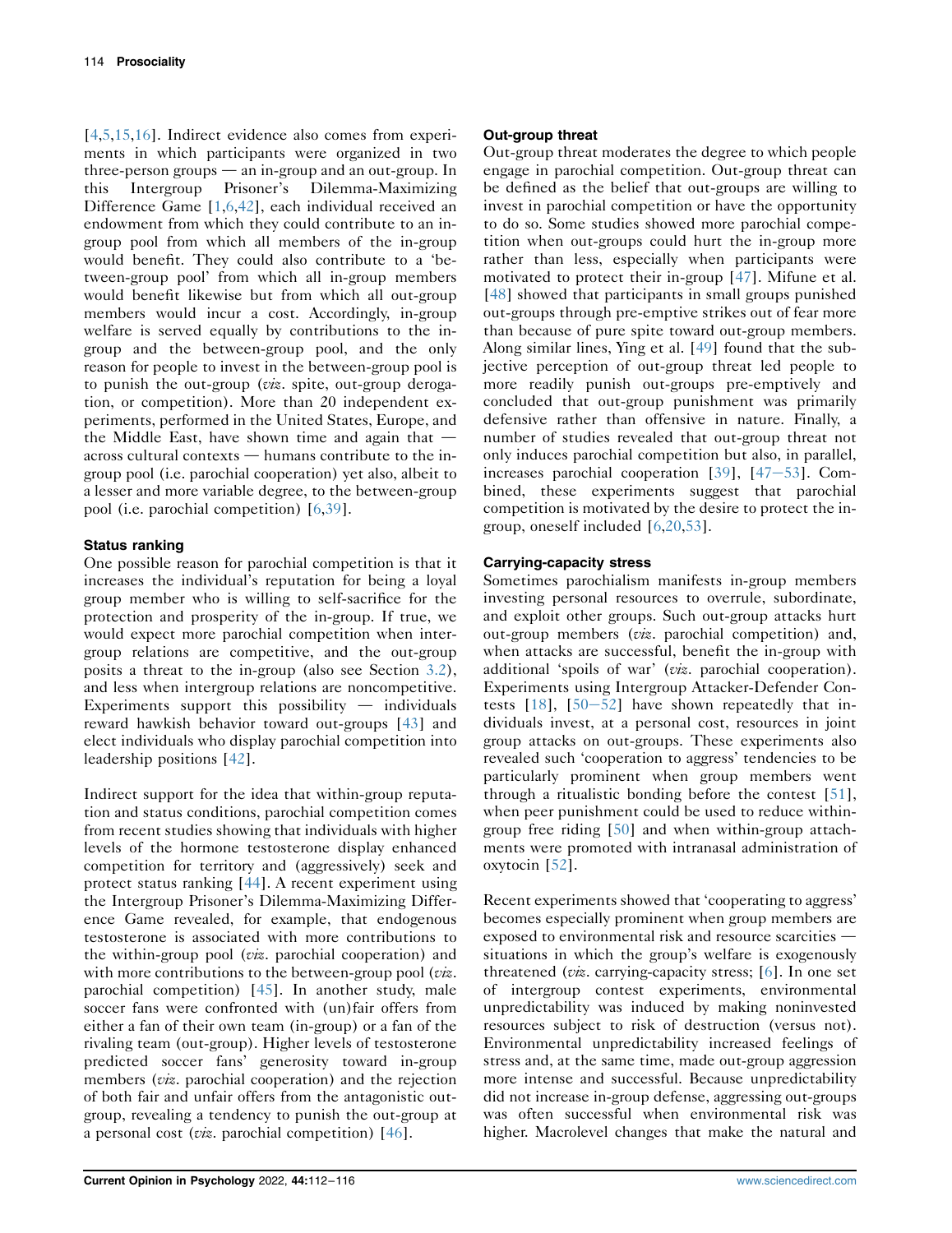[4,5,15,16]. Indirect evidence also comes from experiments in which participants were organized in two three-person groups — an in-group and an out-group. In this Intergroup Prisoner's Dilemma-Maximizing Difference Game [1,6,42], each individual received an endowment from which they could contribute to an in-group pool from which all members of the in-group would benefit. They could also contribute to a 'between-group pool' from which all in-group members would benefit likewise but from which all out-group members would incur a cost. Accordingly, in-group welfare is served equally by contributions to the in-group and the between-group pool, and the only reason for people to invest in the between-group pool is to punish the out-group (*viz*. spite, out-group derogation, or competition). More than 20 independent experiments, performed in the United States, Europe, and the Middle East, have shown time and again that — across cultural contexts — humans contribute to the in-group pool (i.e. parochial cooperation) yet also, albeit to a lesser and more variable degree, to the between-group pool (i.e. parochial competition) [6,39].

### Status ranking

One possible reason for parochial competition is that it increases the individual's reputation for being a loyal group member who is willing to self-sacrifice for the protection and prosperity of the in-group. If true, we would expect more parochial competition when intergroup relations are competitive, and the out-group posits a threat to the in-group (also see Section 3.2), and less when intergroup relations are noncompetitive. Experiments support this possibility — individuals reward hawkish behavior toward out-groups [43] and elect individuals who display parochial competition into leadership positions [42].

Indirect support for the idea that within-group reputation and status conditions, parochial competition comes from recent studies showing that individuals with higher levels of the hormone testosterone display enhanced competition for territory and (aggressively) seek and protect status ranking [44]. A recent experiment using the Intergroup Prisoner's Dilemma-Maximizing Difference Game revealed, for example, that endogenous testosterone is associated with more contributions to the within-group pool (*viz*. parochial cooperation) and with more contributions to the between-group pool (*viz*. parochial competition) [45]. In another study, male soccer fans were confronted with (un)fair offers from either a fan of their own team (in-group) or a fan of the rivaling team (out-group). Higher levels of testosterone predicted soccer fans' generosity toward in-group members (*viz*. parochial cooperation) and the rejection of both fair and unfair offers from the antagonistic out-group, revealing a tendency to punish the out-group at a personal cost (*viz*. parochial competition) [46].

### Out-group threat

Out-group threat moderates the degree to which people engage in parochial competition. Out-group threat can be defined as the belief that out-groups are willing to invest in parochial competition or have the opportunity to do so. Some studies showed more parochial competition when out-groups could hurt the in-group more rather than less, especially when participants were motivated to protect their in-group [47]. Mifune et al. [48] showed that participants in small groups punished out-groups through pre-emptive strikes out of fear more than because of pure spite toward out-group members. Along similar lines, Ying et al. [49] found that the subjective perception of out-group threat led people to more readily punish out-groups pre-emptively and concluded that out-group punishment was primarily defensive rather than offensive in nature. Finally, a number of studies revealed that out-group threat not only induces parochial competition but also, in parallel, increases parochial cooperation [39], [47–53]. Combined, these experiments suggest that parochial competition is motivated by the desire to protect the in-group, oneself included [6,20,53].

### Carrying-capacity stress

Sometimes parochialism manifests in-group members investing personal resources to overrule, subordinate, and exploit other groups. Such out-group attacks hurt out-group members (*viz*. parochial competition) and, when attacks are successful, benefit the in-group with additional 'spoils of war' (*viz*. parochial cooperation). Experiments using Intergroup Attacker-Defender Contests [18], [50–52] have shown repeatedly that individuals invest, at a personal cost, resources in joint group attacks on out-groups. These experiments also revealed such 'cooperation to aggress' tendencies to be particularly prominent when group members went through a ritualistic bonding before the contest [51], when peer punishment could be used to reduce within-group free riding [50] and when within-group attachments were promoted with intranasal administration of oxytocin [52].

Recent experiments showed that 'cooperating to aggress' becomes especially prominent when group members are exposed to environmental risk and resource scarcities — situations in which the group's welfare is exogenously threatened (*viz*. carrying-capacity stress; [6]. In one set of intergroup contest experiments, environmental unpredictability was induced by making noninvested resources subject to risk of destruction (versus not). Environmental unpredictability increased feelings of stress and, at the same time, made out-group aggression more intense and successful. Because unpredictability did not increase in-group defense, aggressing out-groups was often successful when environmental risk was higher. Macrolevel changes that make the natural and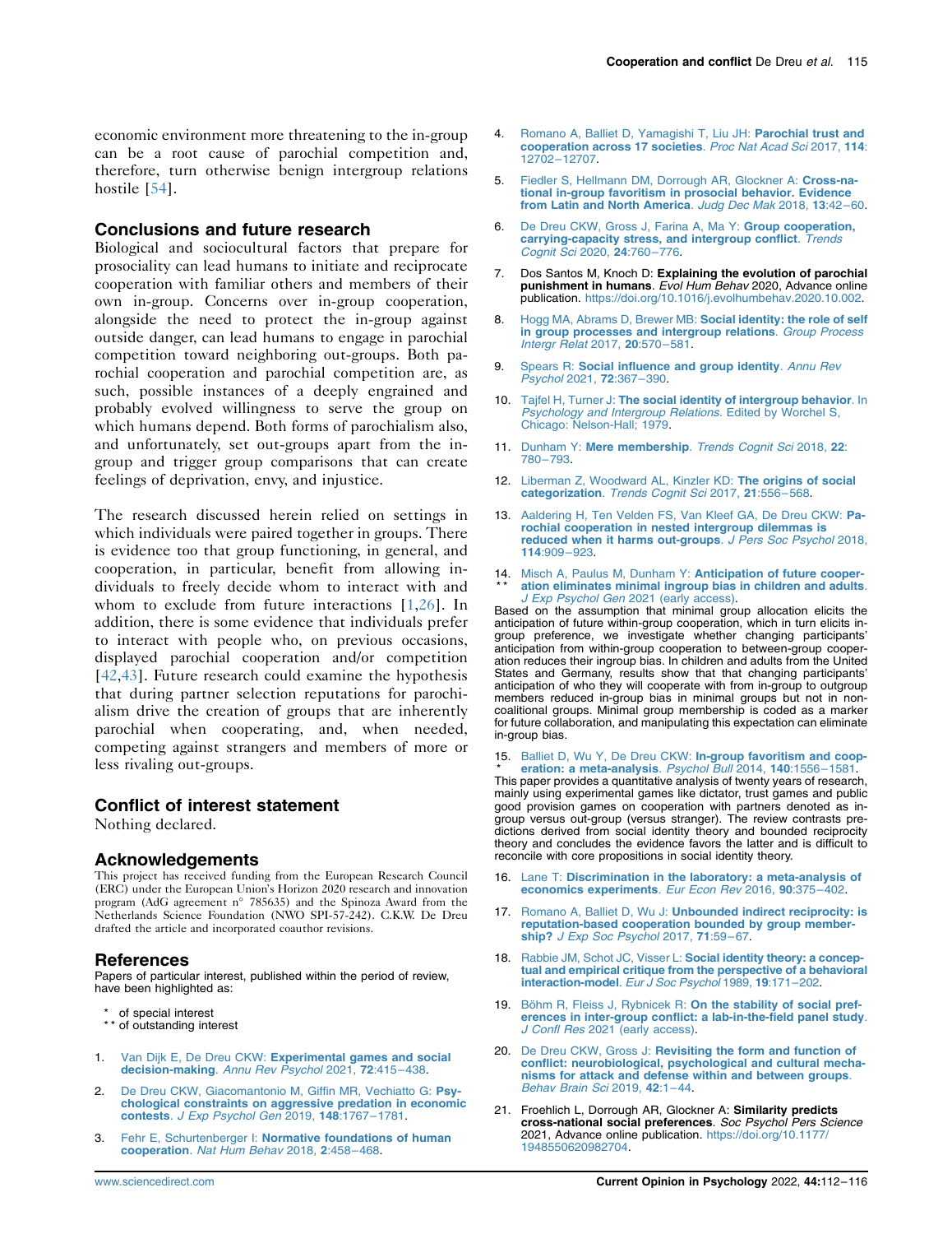economic environment more threatening to the in-group can be a root cause of parochial competition and, therefore, turn otherwise benign intergroup relations hostile [54].

## Conclusions and future research

Biological and sociocultural factors that prepare for prosociality can lead humans to initiate and reciprocate cooperation with familiar others and members of their own in-group. Concerns over in-group cooperation, alongside the need to protect the in-group against outside danger, can lead humans to engage in parochial competition toward neighboring out-groups. Both parochial cooperation and parochial competition are, as such, possible instances of a deeply engrained and probably evolved willingness to serve the group on which humans depend. Both forms of parochialism also, and unfortunately, set out-groups apart from the in-group and trigger group comparisons that can create feelings of deprivation, envy, and injustice.

The research discussed herein relied on settings in which individuals were paired together in groups. There is evidence too that group functioning, in general, and cooperation, in particular, benefit from allowing individuals to freely decide whom to interact with and whom to exclude from future interactions [1,26]. In addition, there is some evidence that individuals prefer to interact with people who, on previous occasions, displayed parochial cooperation and/or competition [42,43]. Future research could examine the hypothesis that during partner selection reputations for parochialism drive the creation of groups that are inherently parochial when cooperating, and, when needed, competing against strangers and members of more or less rivaling out-groups.

## Conflict of interest statement

Nothing declared.

## Acknowledgements

This project has received funding from the European Research Council (ERC) under the European Union's Horizon 2020 research and innovation program (AdG agreement n° 785635) and the Spinoza Award from the Netherlands Science Foundation (NWO SPI-57-242). C.K.W. De Dreu drafted the article and incorporated coauthor revisions.

## References

Papers of particular interest, published within the period of review, have been highlighted as:

\* of special interest
\*\* of outstanding interest

1. Van Dijk E, De Dreu CKW: **Experimental games and social decision-making**. *Annu Rev Psychol* 2021, **72**:415–438.
2. De Dreu CKW, Giacomantonio M, Giffin MR, Vechiatto G: **Psychological constraints on aggressive predation in economic contests**. *J Exp Psychol Gen* 2019, **148**:1767–1781.
3. Fehr E, Schurtenberger I: **Normative foundations of human cooperation**. *Nat Hum Behav* 2018, **2**:458–468.
4. Romano A, Balliet D, Yamagishi T, Liu JH: **Parochial trust and cooperation across 17 societies**. *Proc Nat Acad Sci* 2017, **114**:12702–12707.
5. Fiedler S, Hellmann DM, Dorrough AR, Glockner A: **Cross-national in-group favoritism in prosocial behavior. Evidence from Latin and North America**. *Judg Dec Mak* 2018, **13**:42–60.
6. De Dreu CKW, Gross J, Farina A, Ma Y: **Group cooperation, carrying-capacity stress, and intergroup conflict**. *Trends Cognit Sci* 2020, **24**:760–776.
7. Dos Santos M, Knoch D: **Explaining the evolution of parochial punishment in humans**. *Evol Hum Behav* 2020, Advance online publication. https://doi.org/10.1016/j.evolhumbehav.2020.10.002.
8. Hogg MA, Abrams D, Brewer MB: **Social identity: the role of self in group processes and intergroup relations**. *Group Process Intergr Relat* 2017, **20**:570–581.
9. Spears R: **Social influence and group identity**. *Annu Rev Psychol* 2021, **72**:367–390.
10. Tajfel H, Turner J: **The social identity of intergroup behavior**. In *Psychology and Intergroup Relations*. Edited by Worchel S, Chicago: Nelson-Hall; 1979.
11. Dunham Y: **Mere membership**. *Trends Cognit Sci* 2018, **22**:780–793.
12. Liberman Z, Woodward AL, Kinzler KD: **The origins of social categorization**. *Trends Cognit Sci* 2017, **21**:556–568.
13. Aaldering H, Ten Velden FS, Van Kleef GA, De Dreu CKW: **Parochial cooperation in nested intergroup dilemmas is reduced when it harms out-groups**. *J Pers Soc Psychol* 2018, **114**:909–923.
14. \*\* Misch A, Paulus M, Dunham Y: **Anticipation of future cooperation eliminates minimal ingroup bias in children and adults**. *J Exp Psychol Gen* 2021 (early access).
    Based on the assumption that minimal group allocation elicits the anticipation of future within-group cooperation, which in turn elicits in-group preference, we investigate whether changing participants' anticipation from within-group cooperation to between-group cooperation reduces their ingroup bias. In children and adults from the United States and Germany, results show that that changing participants' anticipation of who they will cooperate with from in-group to outgroup members reduced in-group bias in minimal groups but not in non-coalitional groups. Minimal group membership is coded as a marker for future collaboration, and manipulating this expectation can eliminate in-group bias.
15. \* Balliet D, Wu Y, De Dreu CKW: **In-group favoritism and cooperation: a meta-analysis**. *Psychol Bull* 2014, **140**:1556–1581.
    This paper provides a quantitative analysis of twenty years of research, mainly using experimental games like dictator, trust games and public good provision games on cooperation with partners denoted as in-group versus out-group (versus stranger). The review contrasts predictions derived from social identity theory and bounded reciprocity theory and concludes the evidence favors the latter and is difficult to reconcile with core propositions in social identity theory.
16. Lane T: **Discrimination in the laboratory: a meta-analysis of economics experiments**. *Eur Econ Rev* 2016, **90**:375–402.
17. Romano A, Balliet D, Wu J: **Unbounded indirect reciprocity: is reputation-based cooperation bounded by group membership?** *J Exp Soc Psychol* 2017, **71**:59–67.
18. Rabbie JM, Schot JC, Visser L: **Social identity theory: a conceptual and empirical critique from the perspective of a behavioral interaction-model**. *Eur J Soc Psychol* 1989, **19**:171–202.
19. Böhm R, Fleiss J, Rybnicek R: **On the stability of social preferences in inter-group conflict: a lab-in-the-field panel study**. *J Confl Res* 2021 (early access).
20. De Dreu CKW, Gross J: **Revisiting the form and function of conflict: neurobiological, psychological and cultural mechanisms for attack and defense within and between groups**. *Behav Brain Sci* 2019, **42**:1–44.
21. Froehlich L, Dorrough AR, Glockner A: **Similarity predicts cross-national social preferences**. *Soc Psychol Pers Science* 2021, Advance online publication. https://doi.org/10.1177/1948550620982704.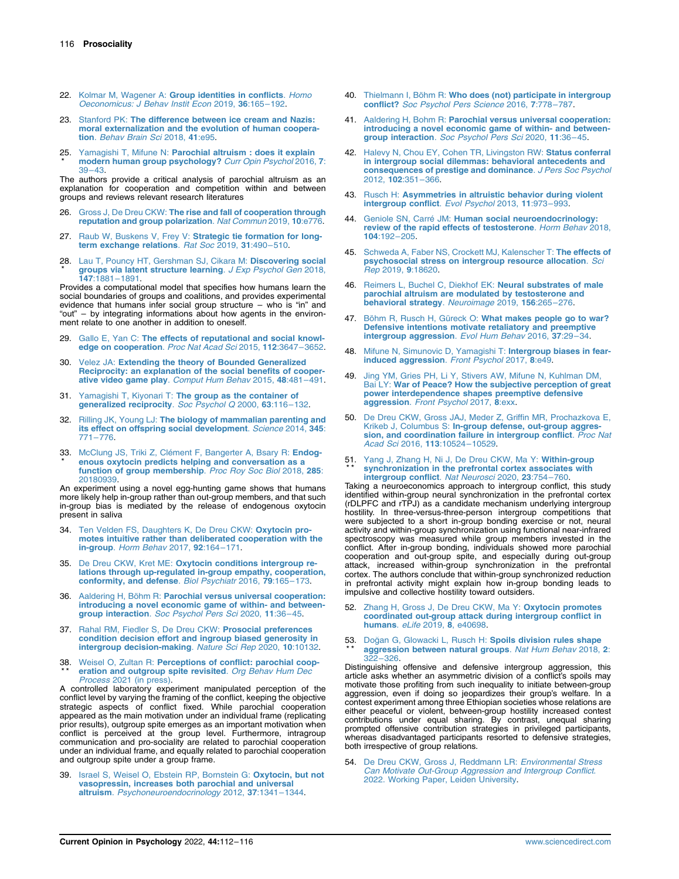22. Kolmar M, Wagener A: **Group identities in conflicts**. *Homo Oeconomicus: J Behav Instit Econ* 2019, **36**:165–192.

23. Stanford PK: **The difference between ice cream and Nazis: moral externalization and the evolution of human cooperation**. *Behav Brain Sci* 2018, **41**:e95.

25. * Yamagishi T, Mifune N: **Parochial altruism : does it explain modern human group psychology?** *Curr Opin Psychol* 2016, **7**: 39–43.

The authors provide a critical analysis of parochial altruism as an explanation for cooperation and competition within and between groups and reviews relevant research literatures

26. Gross J, De Dreu CKW: **The rise and fall of cooperation through reputation and group polarization**. *Nat Commun* 2019, **10**:e776.

27. Raub W, Buskens V, Frey V: **Strategic tie formation for long-term exchange relations**. *Rat Soc* 2019, **31**:490–510.

28. * Lau T, Pouncy HT, Gershman SJ, Cikara M: **Discovering social groups via latent structure learning**. *J Exp Psychol Gen* 2018, **147**:1881–1891.

Provides a computational model that specifies how humans learn the social boundaries of groups and coalitions, and provides experimental evidence that humans infer social group structure – who is "in" and "out" – by integrating informations about how agents in the environment relate to one another in addition to oneself.

29. Gallo E, Yan C: **The effects of reputational and social knowledge on cooperation**. *Proc Nat Acad Sci* 2015, **112**:3647–3652.

30. Velez JA: **Extending the theory of Bounded Generalized Reciprocity: an explanation of the social benefits of cooperative video game play**. *Comput Hum Behav* 2015, **48**:481–491.

31. Yamagishi T, Kiyonari T: **The group as the container of generalized reciprocity**. *Soc Psychol Q* 2000, **63**:116–132.

32. Rilling JK, Young LJ: **The biology of mammalian parenting and its effect on offspring social development**. *Science* 2014, **345**: 771–776.

33. * McClung JS, Triki Z, Clément F, Bangerter A, Bsary R: **Endogenous oxytocin predicts helping and conversation as a function of group membership**. *Proc Roy Soc Biol* 2018, **285**: 20180939.

An experiment using a novel egg-hunting game shows that humans more likely help in-group rather than out-group members, and that such in-group bias is mediated by the release of endogenous oxytocin present in saliva

34. Ten Velden FS, Daughters K, De Dreu CKW: **Oxytocin promotes intuitive rather than deliberated cooperation with the in-group**. *Horm Behav* 2017, **92**:164–171.

35. De Dreu CKW, Kret ME: **Oxytocin conditions intergroup relations through up-regulated in-group empathy, cooperation, conformity, and defense**. *Biol Psychiatr* 2016, **79**:165–173.

36. Aaldering H, Böhm R: **Parochial versus universal cooperation: introducing a novel economic game of within- and between-group interaction**. *Soc Psychol Pers Sci* 2020, **11**:36–45.

37. Rahal RM, Fiedler S, De Dreu CKW: **Prosocial preferences condition decision effort and ingroup biased generosity in intergroup decision-making**. *Nature Sci Rep* 2020, **10**:10132.

38. ** Weisel O, Zultan R: **Perceptions of conflict: parochial cooperation and outgroup spite revisited**. *Org Behav Hum Dec Process* 2021 (in press).

A controlled laboratory experiment manipulated perception of the conflict level by varying the framing of the conflict, keeping the objective strategic aspects of conflict fixed. While parochial cooperation appeared as the main motivation under an individual frame (replicating prior results), outgroup spite emerges as an important motivation when conflict is perceived at the group level. Furthermore, intragroup communication and pro-sociality are related to parochial cooperation under an individual frame, and equally related to parochial cooperation and outgroup spite under a group frame.

39. Israel S, Weisel O, Ebstein RP, Bornstein G: **Oxytocin, but not vasopressin, increases both parochial and universal altruism**. *Psychoneuroendocrinology* 2012, **37**:1341–1344.

40. Thielmann I, Böhm R: **Who does (not) participate in intergroup conflict?** *Soc Psychol Pers Science* 2016, **7**:778–787.

41. Aaldering H, Bohm R: **Parochial versus universal cooperation: introducing a novel economic game of within- and between-group interaction**. *Soc Psychol Pers Sci* 2020, **11**:36–45.

42. Halevy N, Chou EY, Cohen TR, Livingston RW: **Status conferral in intergroup social dilemmas: behavioral antecedents and consequences of prestige and dominance**. *J Pers Soc Psychol* 2012, **102**:351–366.

43. Rusch H: **Asymmetries in altruistic behavior during violent intergroup conflict**. *Evol Psychol* 2013, **11**:973–993.

44. Geniole SN, Carré JM: **Human social neuroendocrinology: review of the rapid effects of testosterone**. *Horm Behav* 2018, **104**:192–205.

45. Schweda A, Faber NS, Crockett MJ, Kalenscher T: **The effects of psychosocial stress on intergroup resource allocation**. *Sci Rep* 2019, **9**:18620.

46. Reimers L, Buchel C, Diekhof EK: **Neural substrates of male parochial altruism are modulated by testosterone and behavioral strategy**. *Neuroimage* 2019, **156**:265–276.

47. Böhm R, Rusch H, Güreck O: **What makes people go to war? Defensive intentions motivate retaliatory and preemptive intergroup aggression**. *Evol Hum Behav* 2016, **37**:29–34.

48. Mifune N, Simunovic D, Yamagishi T: **Intergroup biases in fear-induced aggression**. *Front Psychol* 2017, **8**:e49.

49. Jing YM, Gries PH, Li Y, Stivers AW, Mifune N, Kuhlman DM, Bai LY: **War of Peace? How the subjective perception of great power interdependence shapes preemptive defensive aggression**. *Front Psychol* 2017, **8**:exx.

50. De Dreu CKW, Gross JAJ, Meder Z, Griffin MR, Prochazkova E, Krikeb J, Columbus S: **In-group defense, out-group aggression, and coordination failure in intergroup conflict**. *Proc Nat Acad Sci* 2016, **113**:10524–10529.

51. ** Yang J, Zhang H, Ni J, De Dreu CKW, Ma Y: **Within-group synchronization in the prefrontal cortex associates with intergroup conflict**. *Nat Neurosci* 2020, **23**:754–760.

Taking a neuroeconomics approach to intergroup conflict, this study identified within-group neural synchronization in the prefrontal cortex (rDLPFC and rTPJ) as a candidate mechanism underlying intergroup hostility. In three-versus-three-person intergroup competitions that were subjected to a short in-group bonding exercise or not, neural activity and within-group synchronization using functional near-infrared spectroscopy was measured while group members invested in the conflict. After in-group bonding, individuals showed more parochial cooperation and out-group spite, and especially during out-group attack, increased within-group synchronization in the prefrontal cortex. The authors conclude that within-group synchronized reduction in prefrontal activity might explain how in-group bonding leads to impulsive and collective hostility toward outsiders.

52. Zhang H, Gross J, De Dreu CKW, Ma Y: **Oxytocin promotes coordinated out-group attack during intergroup conflict in humans**. *eLife* 2019, **8**, e40698.

53. ** Doğan G, Glowacki L, Rusch H: **Spoils division rules shape aggression between natural groups**. *Nat Hum Behav* 2018, **2**: 322–326.

Distinguishing offensive and defensive intergroup aggression, this article asks whether an asymmetric division of a conflict's spoils may motivate those profiting from such inequality to initiate between-group aggression, even if doing so jeopardizes their group's welfare. In a contest experiment among three Ethiopian societies whose relations are either peaceful or violent, between-group hostility increased contest contributions under equal sharing. By contrast, unequal sharing prompted offensive contribution strategies in privileged participants, whereas disadvantaged participants resorted to defensive strategies, both irrespective of group relations.

54. De Dreu CKW, Gross J, Reddmann LR: *Environmental Stress Can Motivate Out-Group Aggression and Intergroup Conflict*. 2022. Working Paper, Leiden University.